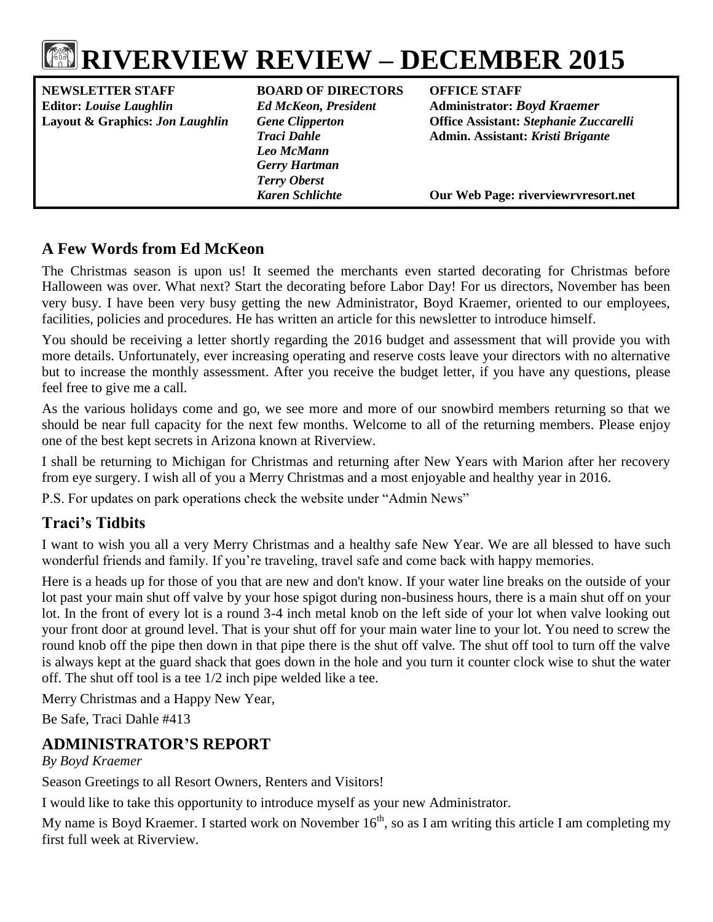# RIVERVIEW REVIEW – DECEMBER 2015

**NEWSLETTER STAFF**
**Editor:** ***Louise Laughlin***
**Layout & Graphics:** ***Jon Laughlin***

**BOARD OF DIRECTORS**
***Ed McKeon, President***
***Gene Clipperton***
***Traci Dahle***
***Leo McMann***
***Gerry Hartman***
***Terry Oberst***
***Karen Schlichte***

**OFFICE STAFF**
**Administrator:** ***Boyd Kraemer***
**Office Assistant:** ***Stephanie Zuccarelli***
**Admin. Assistant:** ***Kristi Brigante***

**Our Web Page: riverviewrvresort.net**

## A Few Words from Ed McKeon

The Christmas season is upon us! It seemed the merchants even started decorating for Christmas before Halloween was over. What next? Start the decorating before Labor Day! For us directors, November has been very busy. I have been very busy getting the new Administrator, Boyd Kraemer, oriented to our employees, facilities, policies and procedures. He has written an article for this newsletter to introduce himself.

You should be receiving a letter shortly regarding the 2016 budget and assessment that will provide you with more details. Unfortunately, ever increasing operating and reserve costs leave your directors with no alternative but to increase the monthly assessment. After you receive the budget letter, if you have any questions, please feel free to give me a call.

As the various holidays come and go, we see more and more of our snowbird members returning so that we should be near full capacity for the next few months. Welcome to all of the returning members. Please enjoy one of the best kept secrets in Arizona known at Riverview.

I shall be returning to Michigan for Christmas and returning after New Years with Marion after her recovery from eye surgery. I wish all of you a Merry Christmas and a most enjoyable and healthy year in 2016.

P.S. For updates on park operations check the website under "Admin News"

## Traci's Tidbits

I want to wish you all a very Merry Christmas and a healthy safe New Year. We are all blessed to have such wonderful friends and family. If you're traveling, travel safe and come back with happy memories.

Here is a heads up for those of you that are new and don't know. If your water line breaks on the outside of your lot past your main shut off valve by your hose spigot during non-business hours, there is a main shut off on your lot. In the front of every lot is a round 3-4 inch metal knob on the left side of your lot when valve looking out your front door at ground level. That is your shut off for your main water line to your lot. You need to screw the round knob off the pipe then down in that pipe there is the shut off valve. The shut off tool to turn off the valve is always kept at the guard shack that goes down in the hole and you turn it counter clock wise to shut the water off. The shut off tool is a tee 1/2 inch pipe welded like a tee.

Merry Christmas and a Happy New Year,

Be Safe, Traci Dahle #413

## ADMINISTRATOR'S REPORT

*By Boyd Kraemer*

Season Greetings to all Resort Owners, Renters and Visitors!

I would like to take this opportunity to introduce myself as your new Administrator.

My name is Boyd Kraemer. I started work on November 16th, so as I am writing this article I am completing my first full week at Riverview.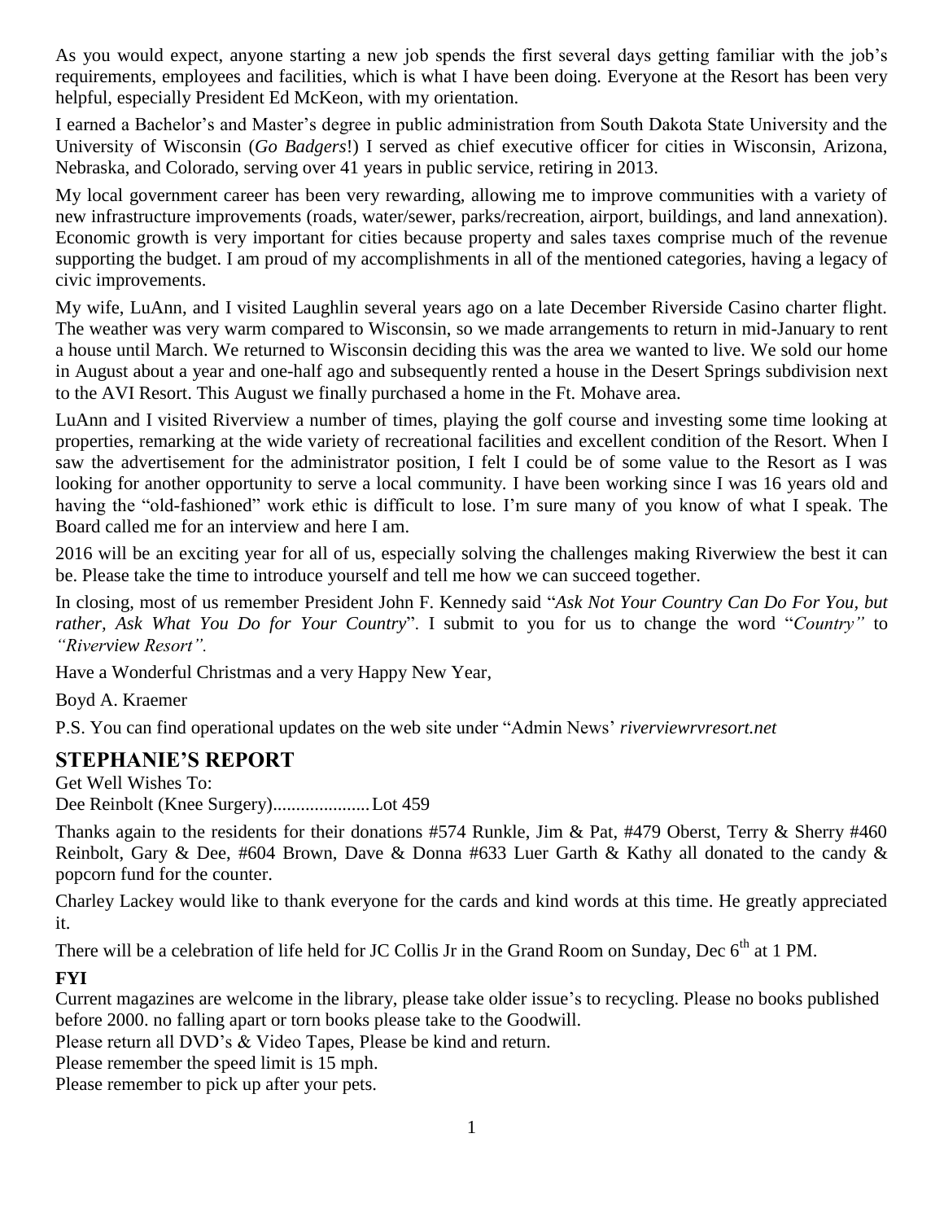As you would expect, anyone starting a new job spends the first several days getting familiar with the job's requirements, employees and facilities, which is what I have been doing. Everyone at the Resort has been very helpful, especially President Ed McKeon, with my orientation.

I earned a Bachelor's and Master's degree in public administration from South Dakota State University and the University of Wisconsin (*Go Badgers*!) I served as chief executive officer for cities in Wisconsin, Arizona, Nebraska, and Colorado, serving over 41 years in public service, retiring in 2013.

My local government career has been very rewarding, allowing me to improve communities with a variety of new infrastructure improvements (roads, water/sewer, parks/recreation, airport, buildings, and land annexation). Economic growth is very important for cities because property and sales taxes comprise much of the revenue supporting the budget. I am proud of my accomplishments in all of the mentioned categories, having a legacy of civic improvements.

My wife, LuAnn, and I visited Laughlin several years ago on a late December Riverside Casino charter flight. The weather was very warm compared to Wisconsin, so we made arrangements to return in mid-January to rent a house until March. We returned to Wisconsin deciding this was the area we wanted to live. We sold our home in August about a year and one-half ago and subsequently rented a house in the Desert Springs subdivision next to the AVI Resort. This August we finally purchased a home in the Ft. Mohave area.

LuAnn and I visited Riverview a number of times, playing the golf course and investing some time looking at properties, remarking at the wide variety of recreational facilities and excellent condition of the Resort. When I saw the advertisement for the administrator position, I felt I could be of some value to the Resort as I was looking for another opportunity to serve a local community. I have been working since I was 16 years old and having the "old-fashioned" work ethic is difficult to lose. I'm sure many of you know of what I speak. The Board called me for an interview and here I am.

2016 will be an exciting year for all of us, especially solving the challenges making Riverwiew the best it can be. Please take the time to introduce yourself and tell me how we can succeed together.

In closing, most of us remember President John F. Kennedy said "*Ask Not Your Country Can Do For You, but rather, Ask What You Do for Your Country*". I submit to you for us to change the word "*Country"* to *"Riverview Resort".*

Have a Wonderful Christmas and a very Happy New Year,

Boyd A. Kraemer

P.S. You can find operational updates on the web site under "Admin News' *riverviewrvresort.net*

## STEPHANIE'S REPORT

Get Well Wishes To:

Dee Reinbolt (Knee Surgery)....................Lot 459

Thanks again to the residents for their donations #574 Runkle, Jim & Pat, #479 Oberst, Terry & Sherry #460 Reinbolt, Gary & Dee, #604 Brown, Dave & Donna #633 Luer Garth & Kathy all donated to the candy & popcorn fund for the counter.

Charley Lackey would like to thank everyone for the cards and kind words at this time. He greatly appreciated it.

There will be a celebration of life held for JC Collis Jr in the Grand Room on Sunday, Dec 6th at 1 PM.

**FYI**

Current magazines are welcome in the library, please take older issue's to recycling. Please no books published before 2000. no falling apart or torn books please take to the Goodwill.

Please return all DVD's & Video Tapes, Please be kind and return.

Please remember the speed limit is 15 mph.

Please remember to pick up after your pets.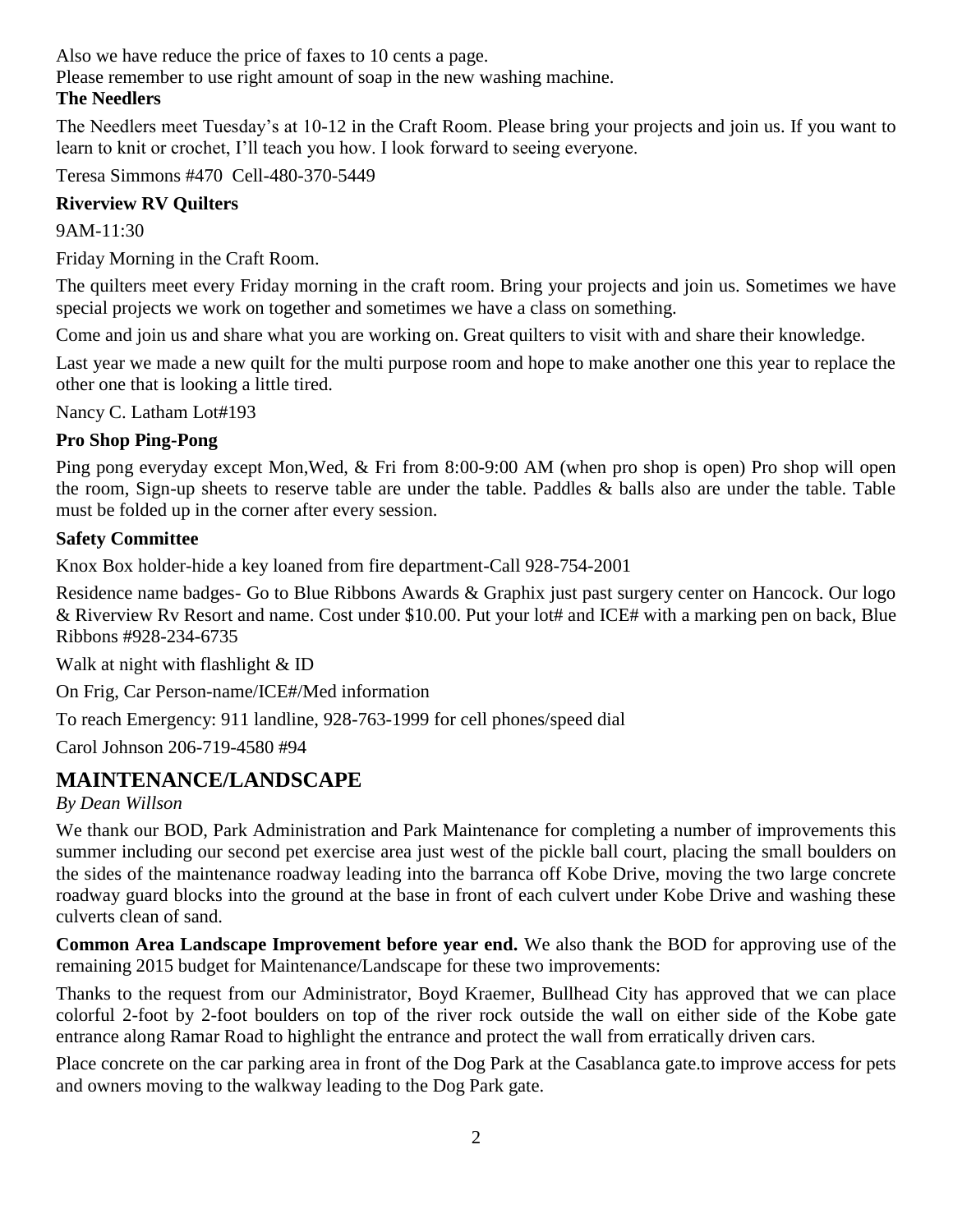Also we have reduce the price of faxes to 10 cents a page.

Please remember to use right amount of soap in the new washing machine.

**The Needlers**

The Needlers meet Tuesday's at 10-12 in the Craft Room. Please bring your projects and join us. If you want to learn to knit or crochet, I'll teach you how. I look forward to seeing everyone.

Teresa Simmons #470 Cell-480-370-5449

**Riverview RV Quilters**

9AM-11:30

Friday Morning in the Craft Room.

The quilters meet every Friday morning in the craft room. Bring your projects and join us. Sometimes we have special projects we work on together and sometimes we have a class on something.

Come and join us and share what you are working on. Great quilters to visit with and share their knowledge.

Last year we made a new quilt for the multi purpose room and hope to make another one this year to replace the other one that is looking a little tired.

Nancy C. Latham Lot#193

**Pro Shop Ping-Pong**

Ping pong everyday except Mon,Wed, & Fri from 8:00-9:00 AM (when pro shop is open) Pro shop will open the room, Sign-up sheets to reserve table are under the table. Paddles & balls also are under the table. Table must be folded up in the corner after every session.

**Safety Committee**

Knox Box holder-hide a key loaned from fire department-Call 928-754-2001

Residence name badges- Go to Blue Ribbons Awards & Graphix just past surgery center on Hancock. Our logo & Riverview Rv Resort and name. Cost under $10.00. Put your lot# and ICE# with a marking pen on back, Blue Ribbons #928-234-6735

Walk at night with flashlight & ID

On Frig, Car Person-name/ICE#/Med information

To reach Emergency: 911 landline, 928-763-1999 for cell phones/speed dial

Carol Johnson 206-719-4580 #94

## MAINTENANCE/LANDSCAPE

*By Dean Willson*

We thank our BOD, Park Administration and Park Maintenance for completing a number of improvements this summer including our second pet exercise area just west of the pickle ball court, placing the small boulders on the sides of the maintenance roadway leading into the barranca off Kobe Drive, moving the two large concrete roadway guard blocks into the ground at the base in front of each culvert under Kobe Drive and washing these culverts clean of sand.

**Common Area Landscape Improvement before year end.** We also thank the BOD for approving use of the remaining 2015 budget for Maintenance/Landscape for these two improvements:

Thanks to the request from our Administrator, Boyd Kraemer, Bullhead City has approved that we can place colorful 2-foot by 2-foot boulders on top of the river rock outside the wall on either side of the Kobe gate entrance along Ramar Road to highlight the entrance and protect the wall from erratically driven cars.

Place concrete on the car parking area in front of the Dog Park at the Casablanca gate.to improve access for pets and owners moving to the walkway leading to the Dog Park gate.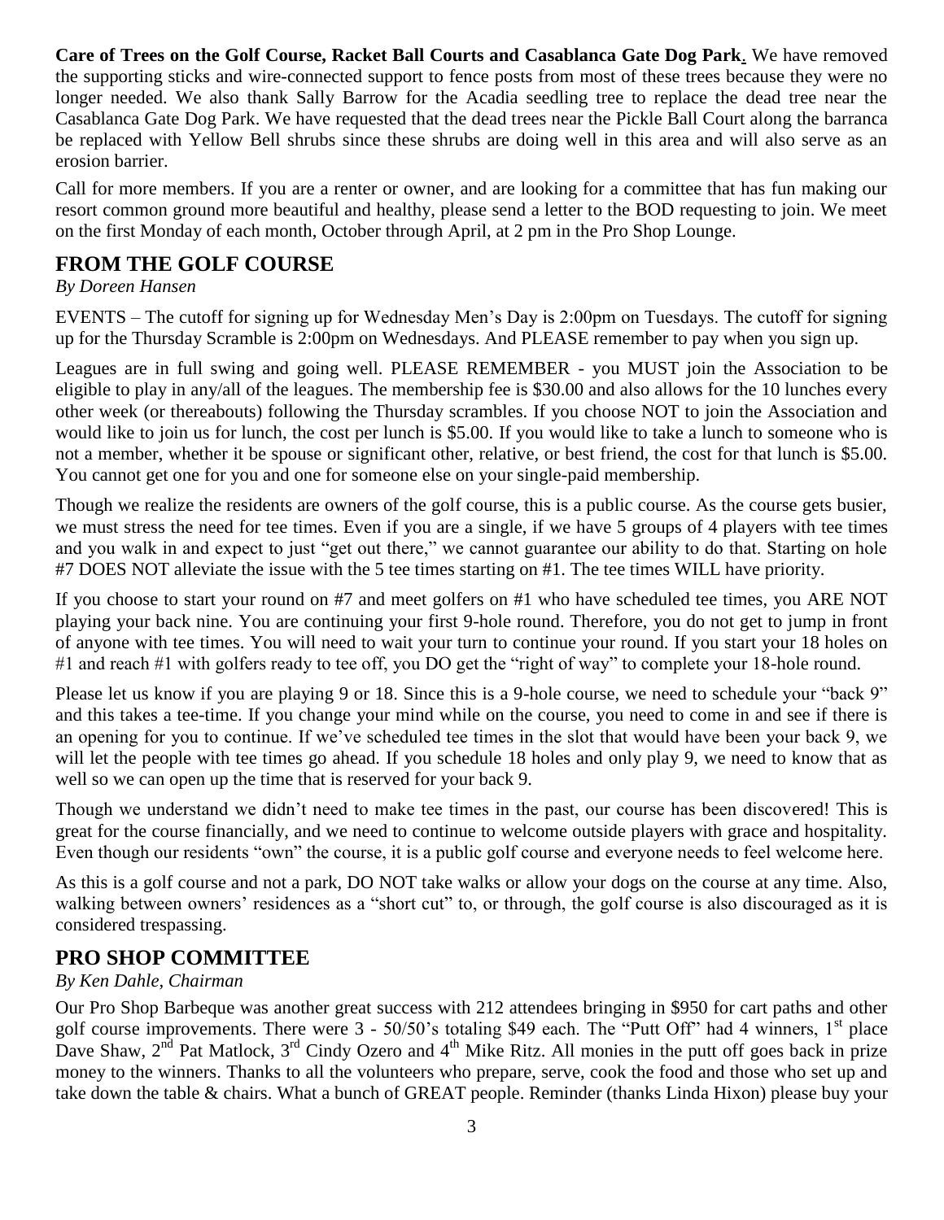**Care of Trees on the Golf Course, Racket Ball Courts and Casablanca Gate Dog Park**. We have removed the supporting sticks and wire-connected support to fence posts from most of these trees because they were no longer needed. We also thank Sally Barrow for the Acadia seedling tree to replace the dead tree near the Casablanca Gate Dog Park. We have requested that the dead trees near the Pickle Ball Court along the barranca be replaced with Yellow Bell shrubs since these shrubs are doing well in this area and will also serve as an erosion barrier.

Call for more members. If you are a renter or owner, and are looking for a committee that has fun making our resort common ground more beautiful and healthy, please send a letter to the BOD requesting to join. We meet on the first Monday of each month, October through April, at 2 pm in the Pro Shop Lounge.

## FROM THE GOLF COURSE

*By Doreen Hansen*

EVENTS – The cutoff for signing up for Wednesday Men's Day is 2:00pm on Tuesdays. The cutoff for signing up for the Thursday Scramble is 2:00pm on Wednesdays. And PLEASE remember to pay when you sign up.

Leagues are in full swing and going well. PLEASE REMEMBER - you MUST join the Association to be eligible to play in any/all of the leagues. The membership fee is $30.00 and also allows for the 10 lunches every other week (or thereabouts) following the Thursday scrambles. If you choose NOT to join the Association and would like to join us for lunch, the cost per lunch is $5.00. If you would like to take a lunch to someone who is not a member, whether it be spouse or significant other, relative, or best friend, the cost for that lunch is $5.00. You cannot get one for you and one for someone else on your single-paid membership.

Though we realize the residents are owners of the golf course, this is a public course. As the course gets busier, we must stress the need for tee times. Even if you are a single, if we have 5 groups of 4 players with tee times and you walk in and expect to just "get out there," we cannot guarantee our ability to do that. Starting on hole #7 DOES NOT alleviate the issue with the 5 tee times starting on #1. The tee times WILL have priority.

If you choose to start your round on #7 and meet golfers on #1 who have scheduled tee times, you ARE NOT playing your back nine. You are continuing your first 9-hole round. Therefore, you do not get to jump in front of anyone with tee times. You will need to wait your turn to continue your round. If you start your 18 holes on #1 and reach #1 with golfers ready to tee off, you DO get the "right of way" to complete your 18-hole round.

Please let us know if you are playing 9 or 18. Since this is a 9-hole course, we need to schedule your "back 9" and this takes a tee-time. If you change your mind while on the course, you need to come in and see if there is an opening for you to continue. If we've scheduled tee times in the slot that would have been your back 9, we will let the people with tee times go ahead. If you schedule 18 holes and only play 9, we need to know that as well so we can open up the time that is reserved for your back 9.

Though we understand we didn't need to make tee times in the past, our course has been discovered! This is great for the course financially, and we need to continue to welcome outside players with grace and hospitality. Even though our residents "own" the course, it is a public golf course and everyone needs to feel welcome here.

As this is a golf course and not a park, DO NOT take walks or allow your dogs on the course at any time. Also, walking between owners' residences as a "short cut" to, or through, the golf course is also discouraged as it is considered trespassing.

## PRO SHOP COMMITTEE

*By Ken Dahle, Chairman*

Our Pro Shop Barbeque was another great success with 212 attendees bringing in $950 for cart paths and other golf course improvements. There were 3 - 50/50's totaling $49 each. The "Putt Off" had 4 winners, 1st place Dave Shaw, 2nd Pat Matlock, 3rd Cindy Ozero and 4th Mike Ritz. All monies in the putt off goes back in prize money to the winners. Thanks to all the volunteers who prepare, serve, cook the food and those who set up and take down the table & chairs. What a bunch of GREAT people. Reminder (thanks Linda Hixon) please buy your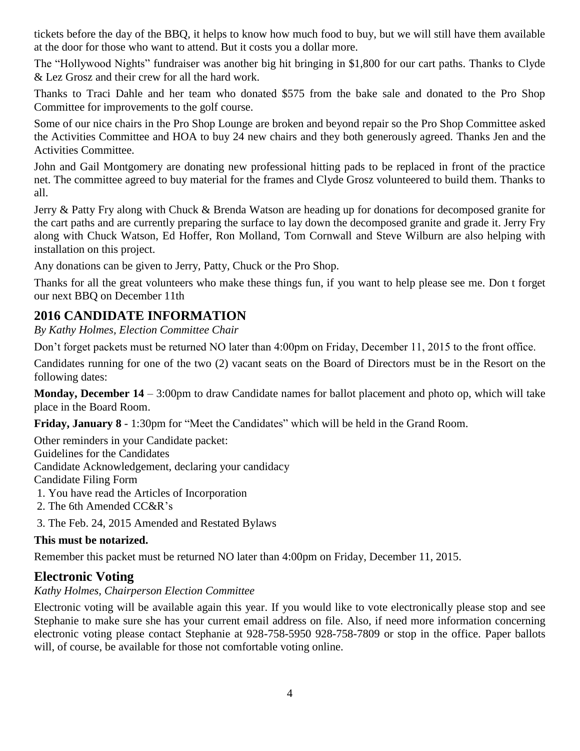tickets before the day of the BBQ, it helps to know how much food to buy, but we will still have them available at the door for those who want to attend. But it costs you a dollar more.

The "Hollywood Nights" fundraiser was another big hit bringing in $1,800 for our cart paths. Thanks to Clyde & Lez Grosz and their crew for all the hard work.

Thanks to Traci Dahle and her team who donated $575 from the bake sale and donated to the Pro Shop Committee for improvements to the golf course.

Some of our nice chairs in the Pro Shop Lounge are broken and beyond repair so the Pro Shop Committee asked the Activities Committee and HOA to buy 24 new chairs and they both generously agreed. Thanks Jen and the Activities Committee.

John and Gail Montgomery are donating new professional hitting pads to be replaced in front of the practice net. The committee agreed to buy material for the frames and Clyde Grosz volunteered to build them. Thanks to all.

Jerry & Patty Fry along with Chuck & Brenda Watson are heading up for donations for decomposed granite for the cart paths and are currently preparing the surface to lay down the decomposed granite and grade it. Jerry Fry along with Chuck Watson, Ed Hoffer, Ron Molland, Tom Cornwall and Steve Wilburn are also helping with installation on this project.

Any donations can be given to Jerry, Patty, Chuck or the Pro Shop.

Thanks for all the great volunteers who make these things fun, if you want to help please see me. Don t forget our next BBQ on December 11th

## 2016 CANDIDATE INFORMATION

*By Kathy Holmes, Election Committee Chair*

Don't forget packets must be returned NO later than 4:00pm on Friday, December 11, 2015 to the front office.

Candidates running for one of the two (2) vacant seats on the Board of Directors must be in the Resort on the following dates:

**Monday, December 14** – 3:00pm to draw Candidate names for ballot placement and photo op, which will take place in the Board Room.

**Friday, January 8** - 1:30pm for "Meet the Candidates" which will be held in the Grand Room.

Other reminders in your Candidate packet:
Guidelines for the Candidates
Candidate Acknowledgement, declaring your candidacy
Candidate Filing Form

1. You have read the Articles of Incorporation
2. The 6th Amended CC&R's
3. The Feb. 24, 2015 Amended and Restated Bylaws

**This must be notarized.**

Remember this packet must be returned NO later than 4:00pm on Friday, December 11, 2015.

## Electronic Voting

*Kathy Holmes, Chairperson Election Committee*

Electronic voting will be available again this year. If you would like to vote electronically please stop and see Stephanie to make sure she has your current email address on file. Also, if need more information concerning electronic voting please contact Stephanie at 928-758-5950 928-758-7809 or stop in the office. Paper ballots will, of course, be available for those not comfortable voting online.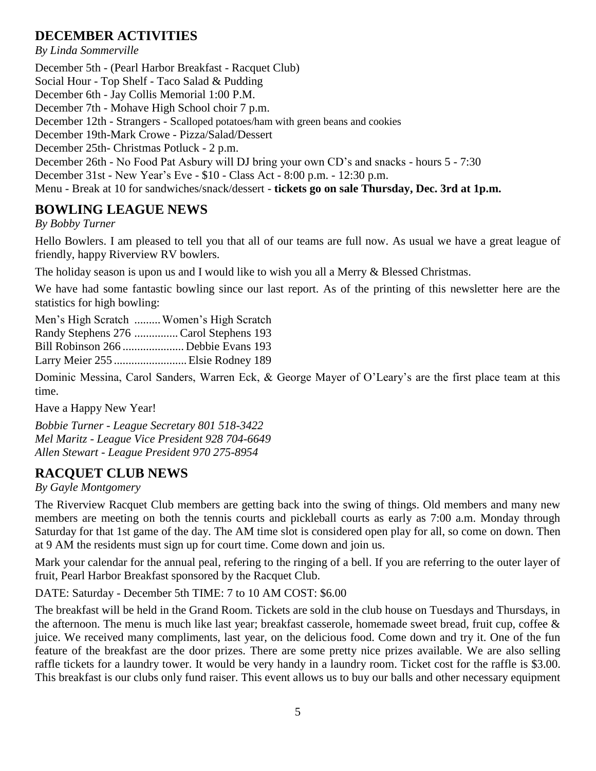## DECEMBER ACTIVITIES

*By Linda Sommerville*

December 5th - (Pearl Harbor Breakfast - Racquet Club)
Social Hour - Top Shelf - Taco Salad & Pudding
December 6th - Jay Collis Memorial 1:00 P.M.
December 7th - Mohave High School choir 7 p.m.
December 12th - Strangers - Scalloped potatoes/ham with green beans and cookies
December 19th-Mark Crowe - Pizza/Salad/Dessert
December 25th- Christmas Potluck - 2 p.m.
December 26th - No Food Pat Asbury will DJ bring your own CD's and snacks - hours 5 - 7:30
December 31st - New Year's Eve - $10 - Class Act - 8:00 p.m. - 12:30 p.m.
Menu - Break at 10 for sandwiches/snack/dessert - **tickets go on sale Thursday, Dec. 3rd at 1p.m.**

## BOWLING LEAGUE NEWS

*By Bobby Turner*

Hello Bowlers. I am pleased to tell you that all of our teams are full now. As usual we have a great league of friendly, happy Riverview RV bowlers.

The holiday season is upon us and I would like to wish you all a Merry & Blessed Christmas.

We have had some fantastic bowling since our last report. As of the printing of this newsletter here are the statistics for high bowling:

Men's High Scratch ......... Women's High Scratch
Randy Stephens 276 ............... Carol Stephens 193
Bill Robinson 266 ..................... Debbie Evans 193
Larry Meier 255 ......................... Elsie Rodney 189

Dominic Messina, Carol Sanders, Warren Eck, & George Mayer of O'Leary's are the first place team at this time.

Have a Happy New Year!

*Bobbie Turner - League Secretary 801 518-3422*
*Mel Maritz - League Vice President 928 704-6649*
*Allen Stewart - League President 970 275-8954*

## RACQUET CLUB NEWS

*By Gayle Montgomery*

The Riverview Racquet Club members are getting back into the swing of things. Old members and many new members are meeting on both the tennis courts and pickleball courts as early as 7:00 a.m. Monday through Saturday for that 1st game of the day. The AM time slot is considered open play for all, so come on down. Then at 9 AM the residents must sign up for court time. Come down and join us.

Mark your calendar for the annual peal, refering to the ringing of a bell. If you are referring to the outer layer of fruit, Pearl Harbor Breakfast sponsored by the Racquet Club.

DATE: Saturday - December 5th TIME: 7 to 10 AM COST: $6.00

The breakfast will be held in the Grand Room. Tickets are sold in the club house on Tuesdays and Thursdays, in the afternoon. The menu is much like last year; breakfast casserole, homemade sweet bread, fruit cup, coffee & juice. We received many compliments, last year, on the delicious food. Come down and try it. One of the fun feature of the breakfast are the door prizes. There are some pretty nice prizes available. We are also selling raffle tickets for a laundry tower. It would be very handy in a laundry room. Ticket cost for the raffle is $3.00. This breakfast is our clubs only fund raiser. This event allows us to buy our balls and other necessary equipment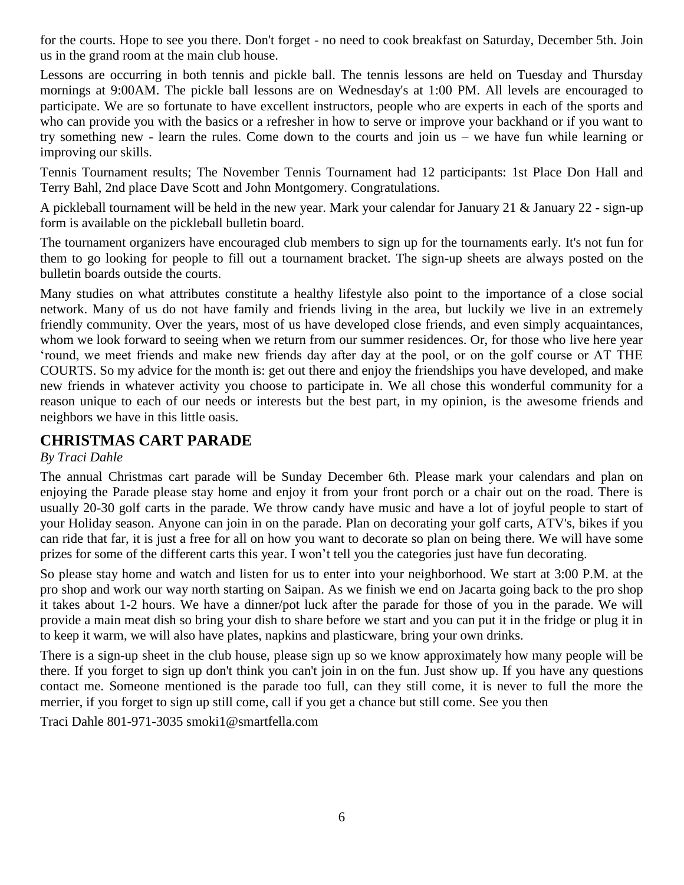for the courts. Hope to see you there. Don't forget - no need to cook breakfast on Saturday, December 5th. Join us in the grand room at the main club house.

Lessons are occurring in both tennis and pickle ball. The tennis lessons are held on Tuesday and Thursday mornings at 9:00AM. The pickle ball lessons are on Wednesday's at 1:00 PM. All levels are encouraged to participate. We are so fortunate to have excellent instructors, people who are experts in each of the sports and who can provide you with the basics or a refresher in how to serve or improve your backhand or if you want to try something new - learn the rules. Come down to the courts and join us – we have fun while learning or improving our skills.

Tennis Tournament results; The November Tennis Tournament had 12 participants: 1st Place Don Hall and Terry Bahl, 2nd place Dave Scott and John Montgomery. Congratulations.

A pickleball tournament will be held in the new year. Mark your calendar for January 21 & January 22 - sign-up form is available on the pickleball bulletin board.

The tournament organizers have encouraged club members to sign up for the tournaments early. It's not fun for them to go looking for people to fill out a tournament bracket. The sign-up sheets are always posted on the bulletin boards outside the courts.

Many studies on what attributes constitute a healthy lifestyle also point to the importance of a close social network. Many of us do not have family and friends living in the area, but luckily we live in an extremely friendly community. Over the years, most of us have developed close friends, and even simply acquaintances, whom we look forward to seeing when we return from our summer residences. Or, for those who live here year 'round, we meet friends and make new friends day after day at the pool, or on the golf course or AT THE COURTS. So my advice for the month is: get out there and enjoy the friendships you have developed, and make new friends in whatever activity you choose to participate in. We all chose this wonderful community for a reason unique to each of our needs or interests but the best part, in my opinion, is the awesome friends and neighbors we have in this little oasis.

## CHRISTMAS CART PARADE

*By Traci Dahle*

The annual Christmas cart parade will be Sunday December 6th. Please mark your calendars and plan on enjoying the Parade please stay home and enjoy it from your front porch or a chair out on the road. There is usually 20-30 golf carts in the parade. We throw candy have music and have a lot of joyful people to start of your Holiday season. Anyone can join in on the parade. Plan on decorating your golf carts, ATV's, bikes if you can ride that far, it is just a free for all on how you want to decorate so plan on being there. We will have some prizes for some of the different carts this year. I won't tell you the categories just have fun decorating.

So please stay home and watch and listen for us to enter into your neighborhood. We start at 3:00 P.M. at the pro shop and work our way north starting on Saipan. As we finish we end on Jacarta going back to the pro shop it takes about 1-2 hours. We have a dinner/pot luck after the parade for those of you in the parade. We will provide a main meat dish so bring your dish to share before we start and you can put it in the fridge or plug it in to keep it warm, we will also have plates, napkins and plasticware, bring your own drinks.

There is a sign-up sheet in the club house, please sign up so we know approximately how many people will be there. If you forget to sign up don't think you can't join in on the fun. Just show up. If you have any questions contact me. Someone mentioned is the parade too full, can they still come, it is never to full the more the merrier, if you forget to sign up still come, call if you get a chance but still come. See you then

Traci Dahle 801-971-3035 smoki1@smartfella.com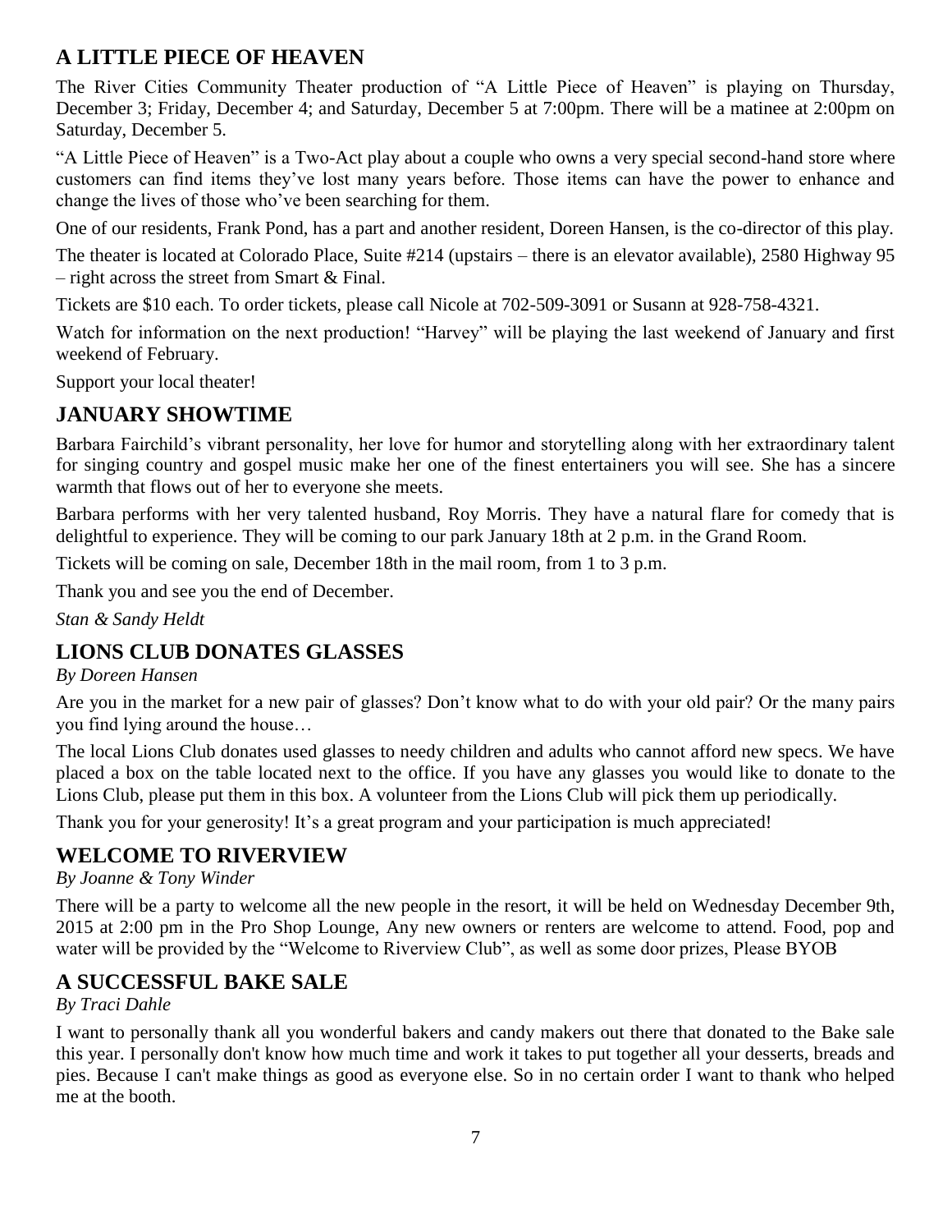## A LITTLE PIECE OF HEAVEN

The River Cities Community Theater production of "A Little Piece of Heaven" is playing on Thursday, December 3; Friday, December 4; and Saturday, December 5 at 7:00pm. There will be a matinee at 2:00pm on Saturday, December 5.

"A Little Piece of Heaven" is a Two-Act play about a couple who owns a very special second-hand store where customers can find items they've lost many years before. Those items can have the power to enhance and change the lives of those who've been searching for them.

One of our residents, Frank Pond, has a part and another resident, Doreen Hansen, is the co-director of this play.

The theater is located at Colorado Place, Suite #214 (upstairs – there is an elevator available), 2580 Highway 95 – right across the street from Smart & Final.

Tickets are $10 each. To order tickets, please call Nicole at 702-509-3091 or Susann at 928-758-4321.

Watch for information on the next production! "Harvey" will be playing the last weekend of January and first weekend of February.

Support your local theater!

## JANUARY SHOWTIME

Barbara Fairchild's vibrant personality, her love for humor and storytelling along with her extraordinary talent for singing country and gospel music make her one of the finest entertainers you will see. She has a sincere warmth that flows out of her to everyone she meets.

Barbara performs with her very talented husband, Roy Morris. They have a natural flare for comedy that is delightful to experience. They will be coming to our park January 18th at 2 p.m. in the Grand Room.

Tickets will be coming on sale, December 18th in the mail room, from 1 to 3 p.m.

Thank you and see you the end of December.

*Stan & Sandy Heldt*

## LIONS CLUB DONATES GLASSES

*By Doreen Hansen*

Are you in the market for a new pair of glasses? Don't know what to do with your old pair? Or the many pairs you find lying around the house…

The local Lions Club donates used glasses to needy children and adults who cannot afford new specs. We have placed a box on the table located next to the office. If you have any glasses you would like to donate to the Lions Club, please put them in this box. A volunteer from the Lions Club will pick them up periodically.

Thank you for your generosity! It's a great program and your participation is much appreciated!

## WELCOME TO RIVERVIEW

*By Joanne & Tony Winder*

There will be a party to welcome all the new people in the resort, it will be held on Wednesday December 9th, 2015 at 2:00 pm in the Pro Shop Lounge, Any new owners or renters are welcome to attend. Food, pop and water will be provided by the "Welcome to Riverview Club", as well as some door prizes, Please BYOB

## A SUCCESSFUL BAKE SALE

*By Traci Dahle*

I want to personally thank all you wonderful bakers and candy makers out there that donated to the Bake sale this year. I personally don't know how much time and work it takes to put together all your desserts, breads and pies. Because I can't make things as good as everyone else. So in no certain order I want to thank who helped me at the booth.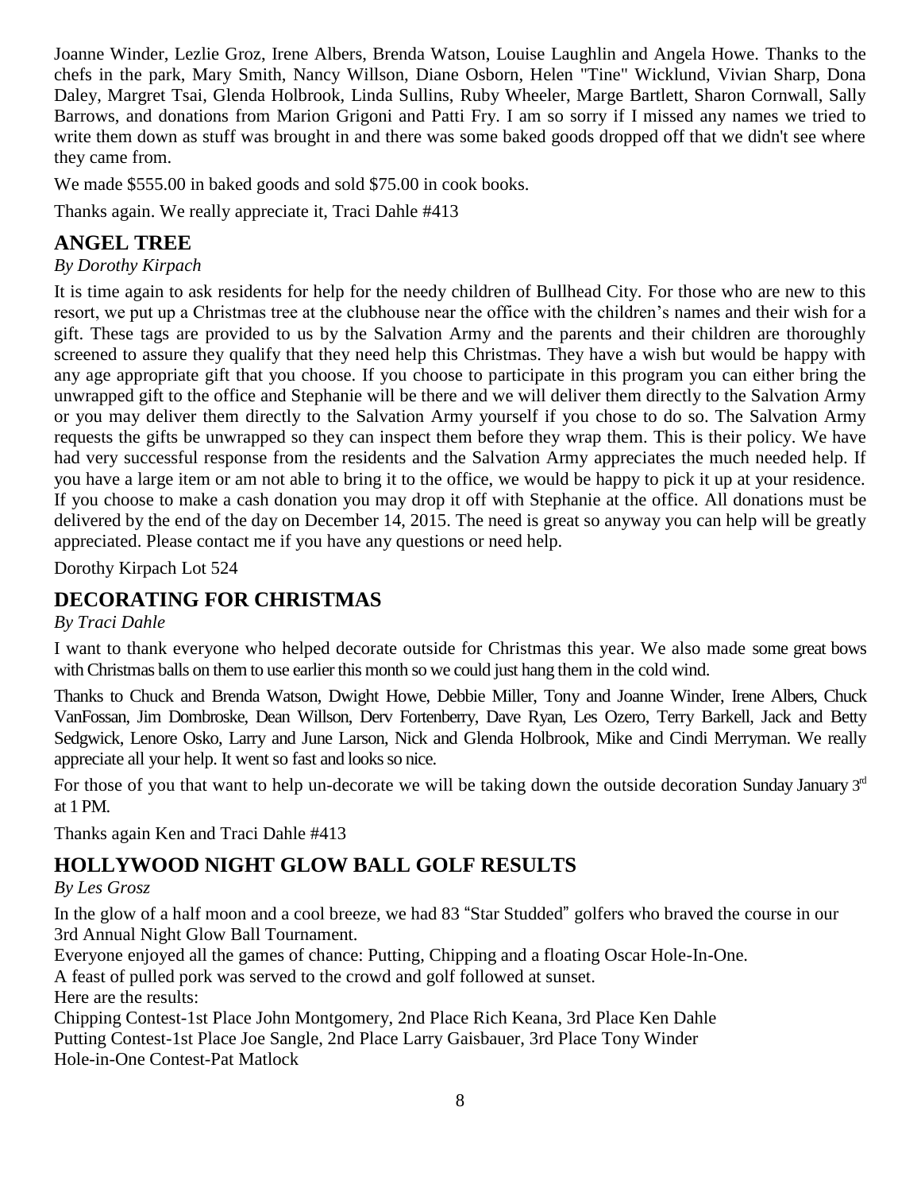Joanne Winder, Lezlie Groz, Irene Albers, Brenda Watson, Louise Laughlin and Angela Howe. Thanks to the chefs in the park, Mary Smith, Nancy Willson, Diane Osborn, Helen "Tine" Wicklund, Vivian Sharp, Dona Daley, Margret Tsai, Glenda Holbrook, Linda Sullins, Ruby Wheeler, Marge Bartlett, Sharon Cornwall, Sally Barrows, and donations from Marion Grigoni and Patti Fry. I am so sorry if I missed any names we tried to write them down as stuff was brought in and there was some baked goods dropped off that we didn't see where they came from.

We made $555.00 in baked goods and sold $75.00 in cook books.

Thanks again. We really appreciate it, Traci Dahle #413

## ANGEL TREE

*By Dorothy Kirpach*

It is time again to ask residents for help for the needy children of Bullhead City. For those who are new to this resort, we put up a Christmas tree at the clubhouse near the office with the children's names and their wish for a gift. These tags are provided to us by the Salvation Army and the parents and their children are thoroughly screened to assure they qualify that they need help this Christmas. They have a wish but would be happy with any age appropriate gift that you choose. If you choose to participate in this program you can either bring the unwrapped gift to the office and Stephanie will be there and we will deliver them directly to the Salvation Army or you may deliver them directly to the Salvation Army yourself if you chose to do so. The Salvation Army requests the gifts be unwrapped so they can inspect them before they wrap them. This is their policy. We have had very successful response from the residents and the Salvation Army appreciates the much needed help. If you have a large item or am not able to bring it to the office, we would be happy to pick it up at your residence. If you choose to make a cash donation you may drop it off with Stephanie at the office. All donations must be delivered by the end of the day on December 14, 2015. The need is great so anyway you can help will be greatly appreciated. Please contact me if you have any questions or need help.

Dorothy Kirpach Lot 524

## DECORATING FOR CHRISTMAS

*By Traci Dahle*

I want to thank everyone who helped decorate outside for Christmas this year. We also made some great bows with Christmas balls on them to use earlier this month so we could just hang them in the cold wind.

Thanks to Chuck and Brenda Watson, Dwight Howe, Debbie Miller, Tony and Joanne Winder, Irene Albers, Chuck VanFossan, Jim Dombroske, Dean Willson, Derv Fortenberry, Dave Ryan, Les Ozero, Terry Barkell, Jack and Betty Sedgwick, Lenore Osko, Larry and June Larson, Nick and Glenda Holbrook, Mike and Cindi Merryman. We really appreciate all your help. It went so fast and looks so nice.

For those of you that want to help un-decorate we will be taking down the outside decoration Sunday January 3rd at 1 PM.

Thanks again Ken and Traci Dahle #413

## HOLLYWOOD NIGHT GLOW BALL GOLF RESULTS

*By Les Grosz*

In the glow of a half moon and a cool breeze, we had 83 "Star Studded" golfers who braved the course in our 3rd Annual Night Glow Ball Tournament.

Everyone enjoyed all the games of chance: Putting, Chipping and a floating Oscar Hole-In-One.

A feast of pulled pork was served to the crowd and golf followed at sunset.

Here are the results:

Chipping Contest-1st Place John Montgomery, 2nd Place Rich Keana, 3rd Place Ken Dahle

Putting Contest-1st Place Joe Sangle, 2nd Place Larry Gaisbauer, 3rd Place Tony Winder

Hole-in-One Contest-Pat Matlock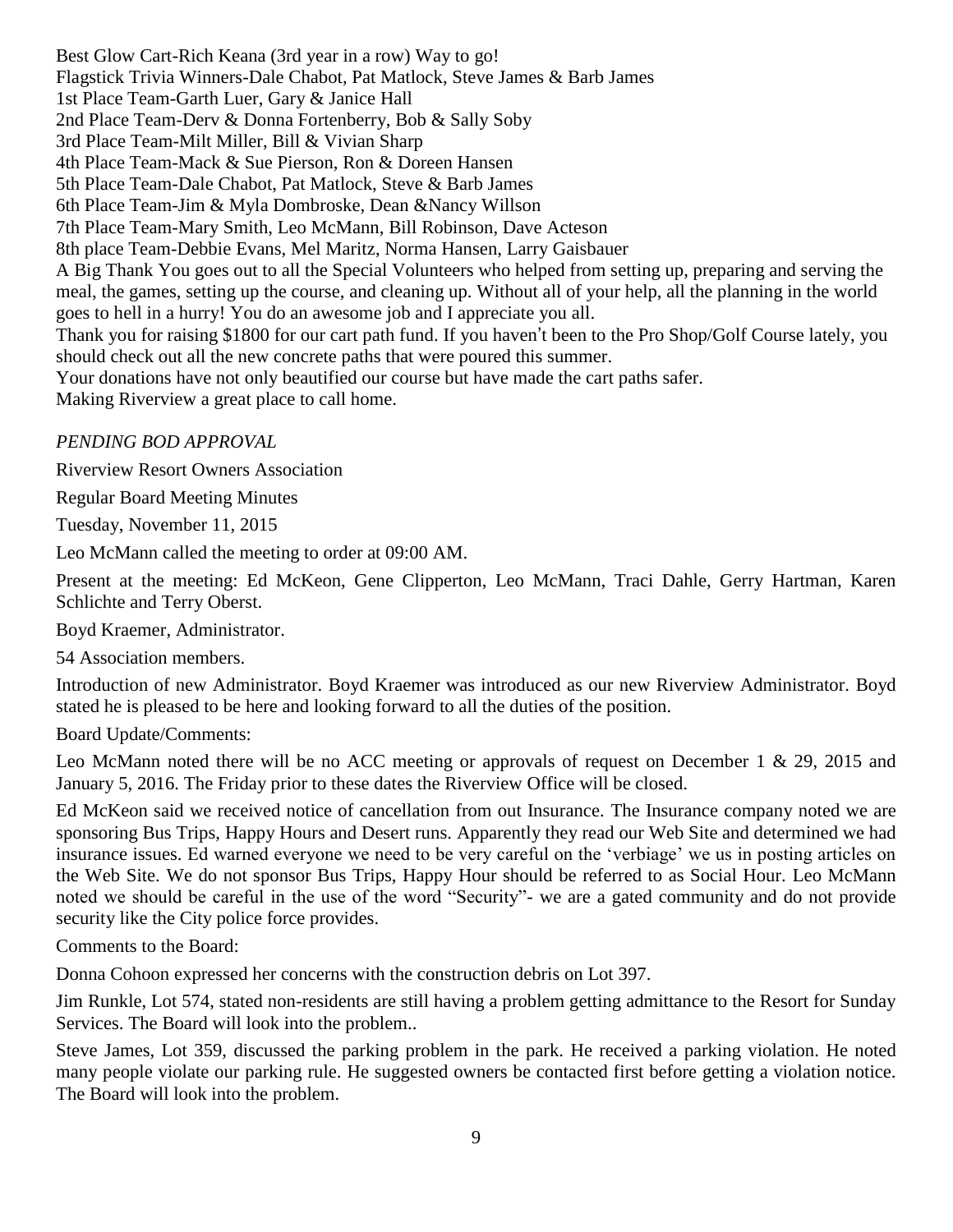Best Glow Cart-Rich Keana (3rd year in a row) Way to go!
Flagstick Trivia Winners-Dale Chabot, Pat Matlock, Steve James & Barb James
1st Place Team-Garth Luer, Gary & Janice Hall
2nd Place Team-Derv & Donna Fortenberry, Bob & Sally Soby
3rd Place Team-Milt Miller, Bill & Vivian Sharp
4th Place Team-Mack & Sue Pierson, Ron & Doreen Hansen
5th Place Team-Dale Chabot, Pat Matlock, Steve & Barb James
6th Place Team-Jim & Myla Dombroske, Dean &Nancy Willson
7th Place Team-Mary Smith, Leo McMann, Bill Robinson, Dave Acteson
8th place Team-Debbie Evans, Mel Maritz, Norma Hansen, Larry Gaisbauer
A Big Thank You goes out to all the Special Volunteers who helped from setting up, preparing and serving the meal, the games, setting up the course, and cleaning up. Without all of your help, all the planning in the world goes to hell in a hurry! You do an awesome job and I appreciate you all.
Thank you for raising $1800 for our cart path fund. If you haven't been to the Pro Shop/Golf Course lately, you should check out all the new concrete paths that were poured this summer.
Your donations have not only beautified our course but have made the cart paths safer.
Making Riverview a great place to call home.

*PENDING BOD APPROVAL*

Riverview Resort Owners Association

Regular Board Meeting Minutes

Tuesday, November 11, 2015

Leo McMann called the meeting to order at 09:00 AM.

Present at the meeting: Ed McKeon, Gene Clipperton, Leo McMann, Traci Dahle, Gerry Hartman, Karen Schlichte and Terry Oberst.

Boyd Kraemer, Administrator.

54 Association members.

Introduction of new Administrator. Boyd Kraemer was introduced as our new Riverview Administrator. Boyd stated he is pleased to be here and looking forward to all the duties of the position.

Board Update/Comments:

Leo McMann noted there will be no ACC meeting or approvals of request on December 1 & 29, 2015 and January 5, 2016. The Friday prior to these dates the Riverview Office will be closed.

Ed McKeon said we received notice of cancellation from out Insurance. The Insurance company noted we are sponsoring Bus Trips, Happy Hours and Desert runs. Apparently they read our Web Site and determined we had insurance issues. Ed warned everyone we need to be very careful on the 'verbiage' we us in posting articles on the Web Site. We do not sponsor Bus Trips, Happy Hour should be referred to as Social Hour. Leo McMann noted we should be careful in the use of the word "Security"- we are a gated community and do not provide security like the City police force provides.

Comments to the Board:

Donna Cohoon expressed her concerns with the construction debris on Lot 397.

Jim Runkle, Lot 574, stated non-residents are still having a problem getting admittance to the Resort for Sunday Services. The Board will look into the problem..

Steve James, Lot 359, discussed the parking problem in the park. He received a parking violation. He noted many people violate our parking rule. He suggested owners be contacted first before getting a violation notice. The Board will look into the problem.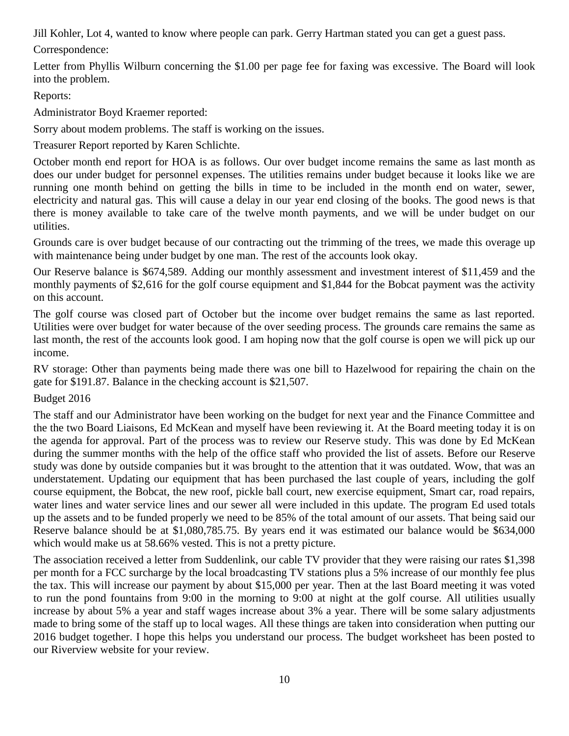Jill Kohler, Lot 4, wanted to know where people can park. Gerry Hartman stated you can get a guest pass.

Correspondence:

Letter from Phyllis Wilburn concerning the $1.00 per page fee for faxing was excessive. The Board will look into the problem.

Reports:

Administrator Boyd Kraemer reported:

Sorry about modem problems. The staff is working on the issues.

Treasurer Report reported by Karen Schlichte.

October month end report for HOA is as follows. Our over budget income remains the same as last month as does our under budget for personnel expenses. The utilities remains under budget because it looks like we are running one month behind on getting the bills in time to be included in the month end on water, sewer, electricity and natural gas. This will cause a delay in our year end closing of the books. The good news is that there is money available to take care of the twelve month payments, and we will be under budget on our utilities.

Grounds care is over budget because of our contracting out the trimming of the trees, we made this overage up with maintenance being under budget by one man. The rest of the accounts look okay.

Our Reserve balance is $674,589. Adding our monthly assessment and investment interest of $11,459 and the monthly payments of $2,616 for the golf course equipment and $1,844 for the Bobcat payment was the activity on this account.

The golf course was closed part of October but the income over budget remains the same as last reported. Utilities were over budget for water because of the over seeding process. The grounds care remains the same as last month, the rest of the accounts look good. I am hoping now that the golf course is open we will pick up our income.

RV storage: Other than payments being made there was one bill to Hazelwood for repairing the chain on the gate for $191.87. Balance in the checking account is $21,507.

Budget 2016

The staff and our Administrator have been working on the budget for next year and the Finance Committee and the the two Board Liaisons, Ed McKean and myself have been reviewing it. At the Board meeting today it is on the agenda for approval. Part of the process was to review our Reserve study. This was done by Ed McKean during the summer months with the help of the office staff who provided the list of assets. Before our Reserve study was done by outside companies but it was brought to the attention that it was outdated. Wow, that was an understatement. Updating our equipment that has been purchased the last couple of years, including the golf course equipment, the Bobcat, the new roof, pickle ball court, new exercise equipment, Smart car, road repairs, water lines and water service lines and our sewer all were included in this update. The program Ed used totals up the assets and to be funded properly we need to be 85% of the total amount of our assets. That being said our Reserve balance should be at $1,080,785.75. By years end it was estimated our balance would be $634,000 which would make us at 58.66% vested. This is not a pretty picture.

The association received a letter from Suddenlink, our cable TV provider that they were raising our rates $1,398 per month for a FCC surcharge by the local broadcasting TV stations plus a 5% increase of our monthly fee plus the tax. This will increase our payment by about $15,000 per year. Then at the last Board meeting it was voted to run the pond fountains from 9:00 in the morning to 9:00 at night at the golf course. All utilities usually increase by about 5% a year and staff wages increase about 3% a year. There will be some salary adjustments made to bring some of the staff up to local wages. All these things are taken into consideration when putting our 2016 budget together. I hope this helps you understand our process. The budget worksheet has been posted to our Riverview website for your review.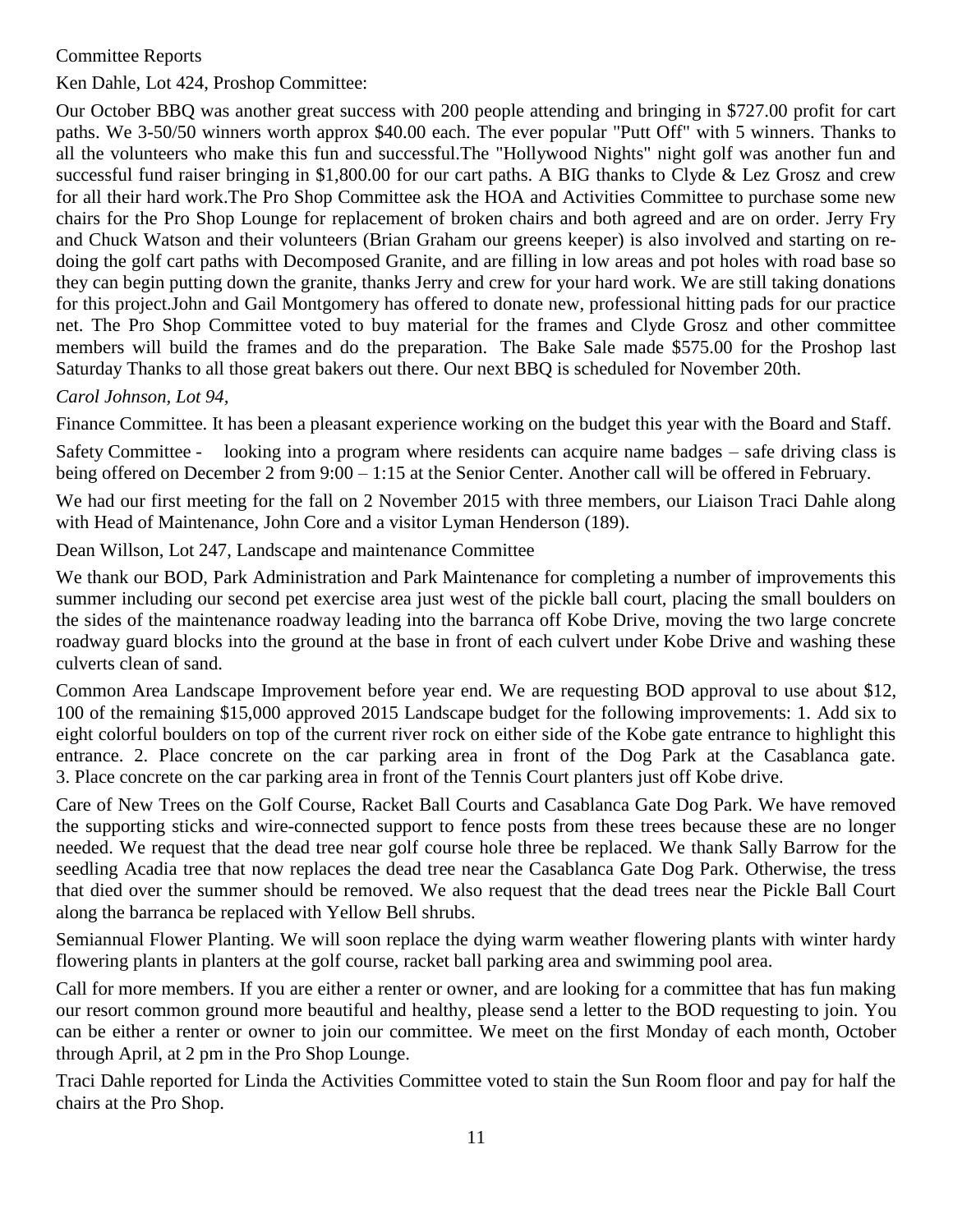Committee Reports

Ken Dahle, Lot 424, Proshop Committee:

Our October BBQ was another great success with 200 people attending and bringing in $727.00 profit for cart paths. We 3-50/50 winners worth approx $40.00 each. The ever popular "Putt Off" with 5 winners. Thanks to all the volunteers who make this fun and successful.The "Hollywood Nights" night golf was another fun and successful fund raiser bringing in $1,800.00 for our cart paths. A BIG thanks to Clyde & Lez Grosz and crew for all their hard work.The Pro Shop Committee ask the HOA and Activities Committee to purchase some new chairs for the Pro Shop Lounge for replacement of broken chairs and both agreed and are on order. Jerry Fry and Chuck Watson and their volunteers (Brian Graham our greens keeper) is also involved and starting on re-doing the golf cart paths with Decomposed Granite, and are filling in low areas and pot holes with road base so they can begin putting down the granite, thanks Jerry and crew for your hard work. We are still taking donations for this project.John and Gail Montgomery has offered to donate new, professional hitting pads for our practice net. The Pro Shop Committee voted to buy material for the frames and Clyde Grosz and other committee members will build the frames and do the preparation. The Bake Sale made $575.00 for the Proshop last Saturday Thanks to all those great bakers out there. Our next BBQ is scheduled for November 20th.

*Carol Johnson, Lot 94,*

Finance Committee. It has been a pleasant experience working on the budget this year with the Board and Staff.

Safety Committee - looking into a program where residents can acquire name badges – safe driving class is being offered on December 2 from 9:00 – 1:15 at the Senior Center. Another call will be offered in February.

We had our first meeting for the fall on 2 November 2015 with three members, our Liaison Traci Dahle along with Head of Maintenance, John Core and a visitor Lyman Henderson (189).

Dean Willson, Lot 247, Landscape and maintenance Committee

We thank our BOD, Park Administration and Park Maintenance for completing a number of improvements this summer including our second pet exercise area just west of the pickle ball court, placing the small boulders on the sides of the maintenance roadway leading into the barranca off Kobe Drive, moving the two large concrete roadway guard blocks into the ground at the base in front of each culvert under Kobe Drive and washing these culverts clean of sand.

Common Area Landscape Improvement before year end. We are requesting BOD approval to use about $12, 100 of the remaining $15,000 approved 2015 Landscape budget for the following improvements: 1. Add six to eight colorful boulders on top of the current river rock on either side of the Kobe gate entrance to highlight this entrance. 2. Place concrete on the car parking area in front of the Dog Park at the Casablanca gate. 3. Place concrete on the car parking area in front of the Tennis Court planters just off Kobe drive.

Care of New Trees on the Golf Course, Racket Ball Courts and Casablanca Gate Dog Park. We have removed the supporting sticks and wire-connected support to fence posts from these trees because these are no longer needed. We request that the dead tree near golf course hole three be replaced. We thank Sally Barrow for the seedling Acadia tree that now replaces the dead tree near the Casablanca Gate Dog Park. Otherwise, the tress that died over the summer should be removed. We also request that the dead trees near the Pickle Ball Court along the barranca be replaced with Yellow Bell shrubs.

Semiannual Flower Planting. We will soon replace the dying warm weather flowering plants with winter hardy flowering plants in planters at the golf course, racket ball parking area and swimming pool area.

Call for more members. If you are either a renter or owner, and are looking for a committee that has fun making our resort common ground more beautiful and healthy, please send a letter to the BOD requesting to join. You can be either a renter or owner to join our committee. We meet on the first Monday of each month, October through April, at 2 pm in the Pro Shop Lounge.

Traci Dahle reported for Linda the Activities Committee voted to stain the Sun Room floor and pay for half the chairs at the Pro Shop.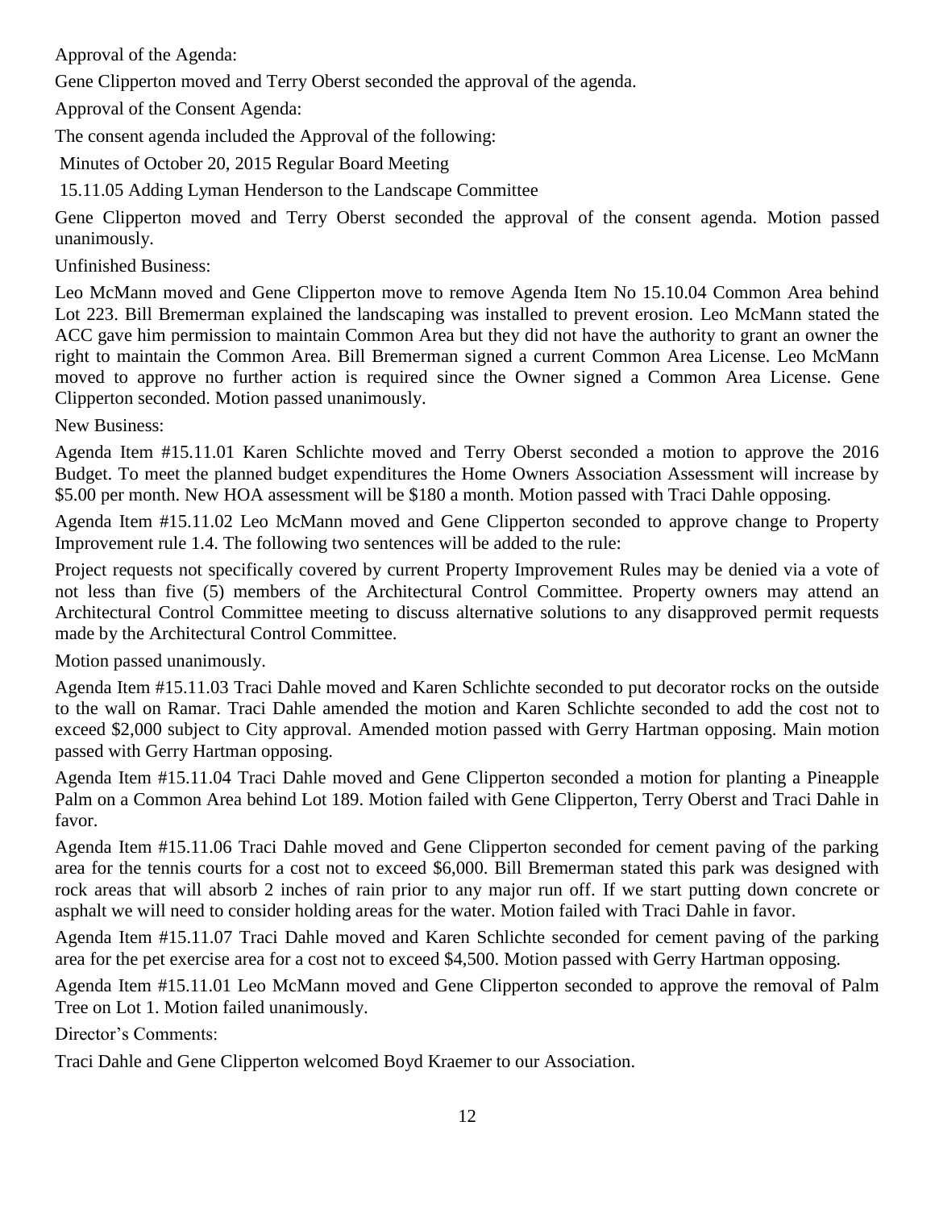Approval of the Agenda:

Gene Clipperton moved and Terry Oberst seconded the approval of the agenda.

Approval of the Consent Agenda:

The consent agenda included the Approval of the following:

Minutes of October 20, 2015 Regular Board Meeting

15.11.05 Adding Lyman Henderson to the Landscape Committee

Gene Clipperton moved and Terry Oberst seconded the approval of the consent agenda. Motion passed unanimously.

Unfinished Business:

Leo McMann moved and Gene Clipperton move to remove Agenda Item No 15.10.04 Common Area behind Lot 223. Bill Bremerman explained the landscaping was installed to prevent erosion. Leo McMann stated the ACC gave him permission to maintain Common Area but they did not have the authority to grant an owner the right to maintain the Common Area. Bill Bremerman signed a current Common Area License. Leo McMann moved to approve no further action is required since the Owner signed a Common Area License. Gene Clipperton seconded. Motion passed unanimously.

New Business:

Agenda Item #15.11.01 Karen Schlichte moved and Terry Oberst seconded a motion to approve the 2016 Budget. To meet the planned budget expenditures the Home Owners Association Assessment will increase by $5.00 per month. New HOA assessment will be $180 a month. Motion passed with Traci Dahle opposing.

Agenda Item #15.11.02 Leo McMann moved and Gene Clipperton seconded to approve change to Property Improvement rule 1.4. The following two sentences will be added to the rule:

Project requests not specifically covered by current Property Improvement Rules may be denied via a vote of not less than five (5) members of the Architectural Control Committee. Property owners may attend an Architectural Control Committee meeting to discuss alternative solutions to any disapproved permit requests made by the Architectural Control Committee.

Motion passed unanimously.

Agenda Item #15.11.03 Traci Dahle moved and Karen Schlichte seconded to put decorator rocks on the outside to the wall on Ramar. Traci Dahle amended the motion and Karen Schlichte seconded to add the cost not to exceed $2,000 subject to City approval. Amended motion passed with Gerry Hartman opposing. Main motion passed with Gerry Hartman opposing.

Agenda Item #15.11.04 Traci Dahle moved and Gene Clipperton seconded a motion for planting a Pineapple Palm on a Common Area behind Lot 189. Motion failed with Gene Clipperton, Terry Oberst and Traci Dahle in favor.

Agenda Item #15.11.06 Traci Dahle moved and Gene Clipperton seconded for cement paving of the parking area for the tennis courts for a cost not to exceed $6,000. Bill Bremerman stated this park was designed with rock areas that will absorb 2 inches of rain prior to any major run off. If we start putting down concrete or asphalt we will need to consider holding areas for the water. Motion failed with Traci Dahle in favor.

Agenda Item #15.11.07 Traci Dahle moved and Karen Schlichte seconded for cement paving of the parking area for the pet exercise area for a cost not to exceed $4,500. Motion passed with Gerry Hartman opposing.

Agenda Item #15.11.01 Leo McMann moved and Gene Clipperton seconded to approve the removal of Palm Tree on Lot 1. Motion failed unanimously.

Director's Comments:

Traci Dahle and Gene Clipperton welcomed Boyd Kraemer to our Association.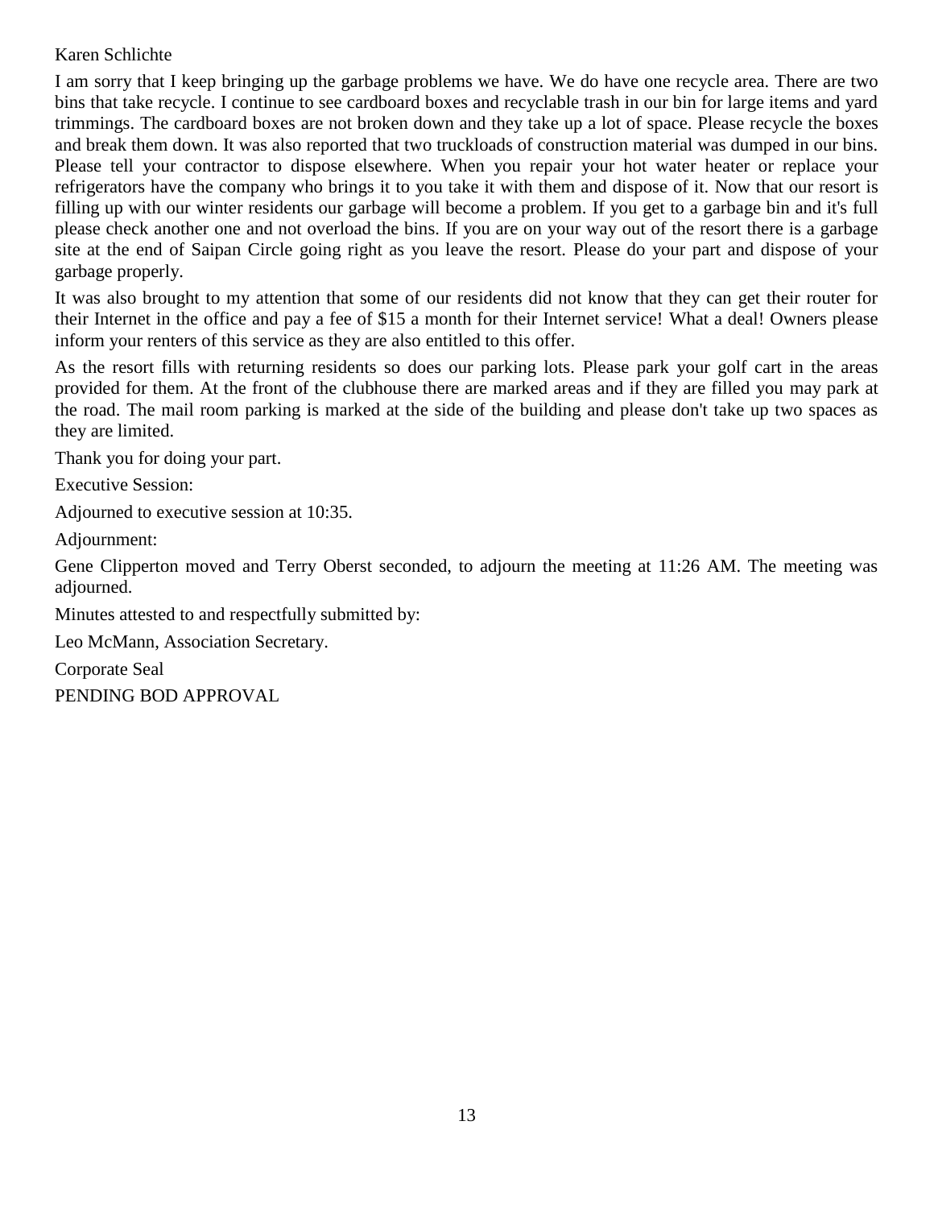Karen Schlichte

I am sorry that I keep bringing up the garbage problems we have. We do have one recycle area. There are two bins that take recycle. I continue to see cardboard boxes and recyclable trash in our bin for large items and yard trimmings. The cardboard boxes are not broken down and they take up a lot of space. Please recycle the boxes and break them down. It was also reported that two truckloads of construction material was dumped in our bins. Please tell your contractor to dispose elsewhere. When you repair your hot water heater or replace your refrigerators have the company who brings it to you take it with them and dispose of it. Now that our resort is filling up with our winter residents our garbage will become a problem. If you get to a garbage bin and it's full please check another one and not overload the bins. If you are on your way out of the resort there is a garbage site at the end of Saipan Circle going right as you leave the resort. Please do your part and dispose of your garbage properly.

It was also brought to my attention that some of our residents did not know that they can get their router for their Internet in the office and pay a fee of $15 a month for their Internet service! What a deal! Owners please inform your renters of this service as they are also entitled to this offer.

As the resort fills with returning residents so does our parking lots. Please park your golf cart in the areas provided for them. At the front of the clubhouse there are marked areas and if they are filled you may park at the road. The mail room parking is marked at the side of the building and please don't take up two spaces as they are limited.

Thank you for doing your part.

Executive Session:

Adjourned to executive session at 10:35.

Adjournment:

Gene Clipperton moved and Terry Oberst seconded, to adjourn the meeting at 11:26 AM. The meeting was adjourned.

Minutes attested to and respectfully submitted by:

Leo McMann, Association Secretary.

Corporate Seal

PENDING BOD APPROVAL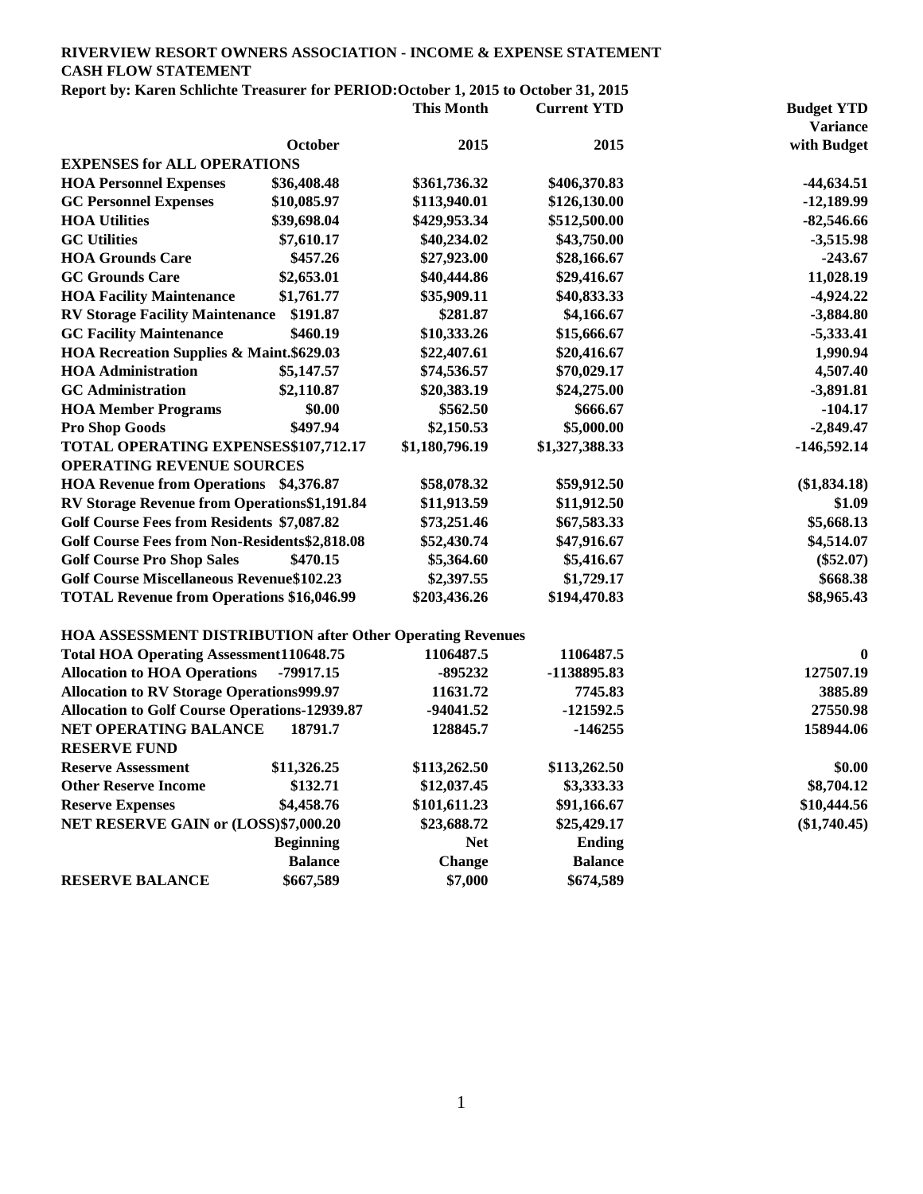**RIVERVIEW RESORT OWNERS ASSOCIATION - INCOME & EXPENSE STATEMENT**
**CASH FLOW STATEMENT**
**Report by: Karen Schlichte Treasurer for PERIOD:October 1, 2015 to October 31, 2015**

| | | This Month | Current YTD | Budget YTD Variance |
|---|---|---|---|---|
| | October | 2015 | 2015 | with Budget |
| **EXPENSES for ALL OPERATIONS** | | | | |
| **HOA Personnel Expenses** | $36,408.48 | $361,736.32 | $406,370.83 | -44,634.51 |
| **GC Personnel Expenses** | $10,085.97 | $113,940.01 | $126,130.00 | -12,189.99 |
| **HOA Utilities** | $39,698.04 | $429,953.34 | $512,500.00 | -82,546.66 |
| **GC Utilities** | $7,610.17 | $40,234.02 | $43,750.00 | -3,515.98 |
| **HOA Grounds Care** | $457.26 | $27,923.00 | $28,166.67 | -243.67 |
| **GC Grounds Care** | $2,653.01 | $40,444.86 | $29,416.67 | 11,028.19 |
| **HOA Facility Maintenance** | $1,761.77 | $35,909.11 | $40,833.33 | -4,924.22 |
| **RV Storage Facility Maintenance** | $191.87 | $281.87 | $4,166.67 | -3,884.80 |
| **GC Facility Maintenance** | $460.19 | $10,333.26 | $15,666.67 | -5,333.41 |
| **HOA Recreation Supplies & Maint.** | $629.03 | $22,407.61 | $20,416.67 | 1,990.94 |
| **HOA Administration** | $5,147.57 | $74,536.57 | $70,029.17 | 4,507.40 |
| **GC Administration** | $2,110.87 | $20,383.19 | $24,275.00 | -3,891.81 |
| **HOA Member Programs** | $0.00 | $562.50 | $666.67 | -104.17 |
| **Pro Shop Goods** | $497.94 | $2,150.53 | $5,000.00 | -2,849.47 |
| **TOTAL OPERATING EXPENSES** | $107,712.17 | $1,180,796.19 | $1,327,388.33 | -146,592.14 |
| **OPERATING REVENUE SOURCES** | | | | |
| **HOA Revenue from Operations** | $4,376.87 | $58,078.32 | $59,912.50 | ($1,834.18) |
| **RV Storage Revenue from Operations** | $1,191.84 | $11,913.59 | $11,912.50 | $1.09 |
| **Golf Course Fees from Residents** | $7,087.82 | $73,251.46 | $67,583.33 | $5,668.13 |
| **Golf Course Fees from Non-Residents** | $2,818.08 | $52,430.74 | $47,916.67 | $4,514.07 |
| **Golf Course Pro Shop Sales** | $470.15 | $5,364.60 | $5,416.67 | ($52.07) |
| **Golf Course Miscellaneous Revenue** | $102.23 | $2,397.55 | $1,729.17 | $668.38 |
| **TOTAL Revenue from Operations** | $16,046.99 | $203,436.26 | $194,470.83 | $8,965.43 |
| **HOA ASSESSMENT DISTRIBUTION after Other Operating Revenues** | | | | |
| **Total HOA Operating Assessment** | 110648.75 | 1106487.5 | 1106487.5 | 0 |
| **Allocation to HOA Operations** | -79917.15 | -895232 | -1138895.83 | 127507.19 |
| **Allocation to RV Storage Operations** | 999.97 | 11631.72 | 7745.83 | 3885.89 |
| **Allocation to Golf Course Operations** | -12939.87 | -94041.52 | -121592.5 | 27550.98 |
| **NET OPERATING BALANCE** | 18791.7 | 128845.7 | -146255 | 158944.06 |
| **RESERVE FUND** | | | | |
| **Reserve Assessment** | $11,326.25 | $113,262.50 | $113,262.50 | $0.00 |
| **Other Reserve Income** | $132.71 | $12,037.45 | $3,333.33 | $8,704.12 |
| **Reserve Expenses** | $4,458.76 | $101,611.23 | $91,166.67 | $10,444.56 |
| **NET RESERVE GAIN or (LOSS)** | $7,000.20 | $23,688.72 | $25,429.17 | ($1,740.45) |
| | **Beginning Balance** | **Net Change** | **Ending Balance** | |
| **RESERVE BALANCE** | $667,589 | $7,000 | $674,589 | |